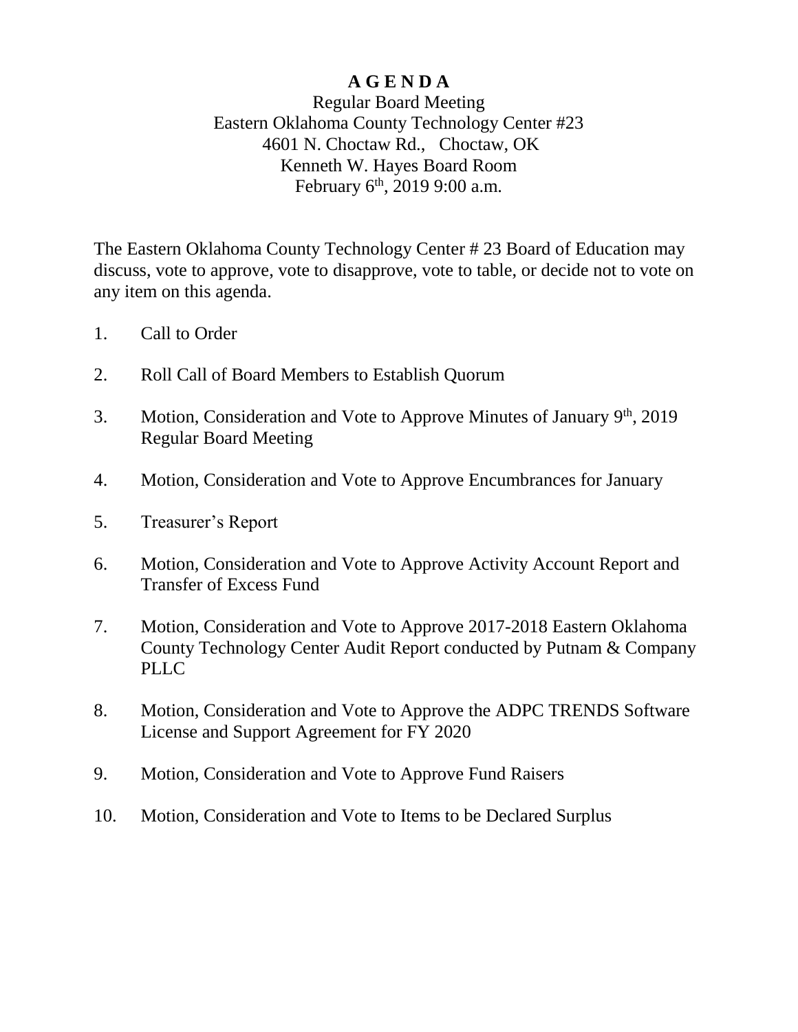# A G E N D A

Regular Board Meeting
Eastern Oklahoma County Technology Center #23
4601 N. Choctaw Rd., Choctaw, OK
Kenneth W. Hayes Board Room
February 6th, 2019 9:00 a.m.

The Eastern Oklahoma County Technology Center # 23 Board of Education may discuss, vote to approve, vote to disapprove, vote to table, or decide not to vote on any item on this agenda.

1. Call to Order
2. Roll Call of Board Members to Establish Quorum
3. Motion, Consideration and Vote to Approve Minutes of January 9th, 2019 Regular Board Meeting
4. Motion, Consideration and Vote to Approve Encumbrances for January
5. Treasurer's Report
6. Motion, Consideration and Vote to Approve Activity Account Report and Transfer of Excess Fund
7. Motion, Consideration and Vote to Approve 2017-2018 Eastern Oklahoma County Technology Center Audit Report conducted by Putnam & Company PLLC
8. Motion, Consideration and Vote to Approve the ADPC TRENDS Software License and Support Agreement for FY 2020
9. Motion, Consideration and Vote to Approve Fund Raisers
10. Motion, Consideration and Vote to Items to be Declared Surplus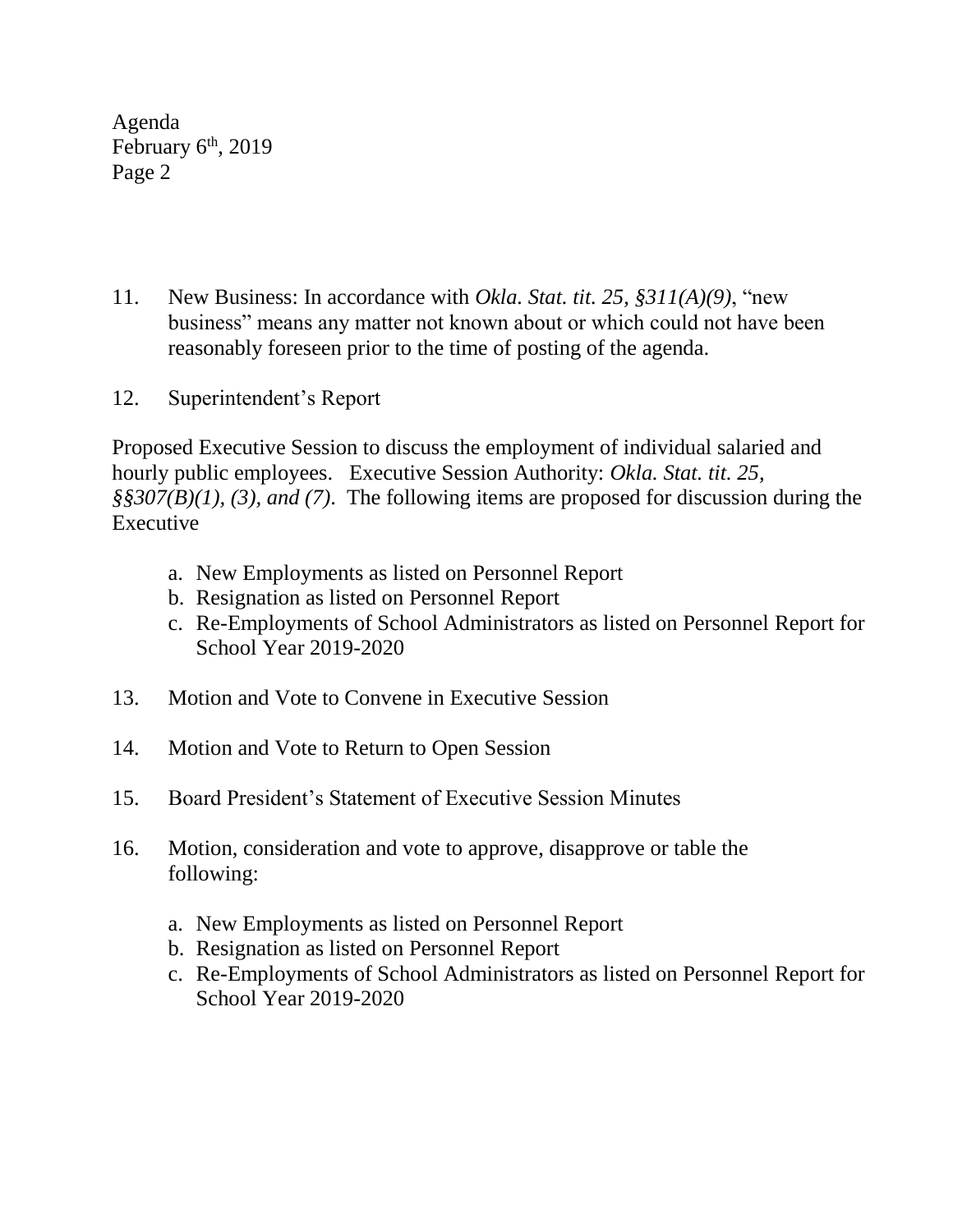11. New Business: In accordance with *Okla. Stat. tit. 25, §311(A)(9)*, "new business" means any matter not known about or which could not have been reasonably foreseen prior to the time of posting of the agenda.

12. Superintendent's Report

Proposed Executive Session to discuss the employment of individual salaried and hourly public employees. Executive Session Authority: *Okla. Stat. tit. 25, §§307(B)(1), (3), and (7)*. The following items are proposed for discussion during the Executive

a. New Employments as listed on Personnel Report
b. Resignation as listed on Personnel Report
c. Re-Employments of School Administrators as listed on Personnel Report for School Year 2019-2020

13. Motion and Vote to Convene in Executive Session

14. Motion and Vote to Return to Open Session

15. Board President's Statement of Executive Session Minutes

16. Motion, consideration and vote to approve, disapprove or table the following:

    a. New Employments as listed on Personnel Report
    b. Resignation as listed on Personnel Report
    c. Re-Employments of School Administrators as listed on Personnel Report for School Year 2019-2020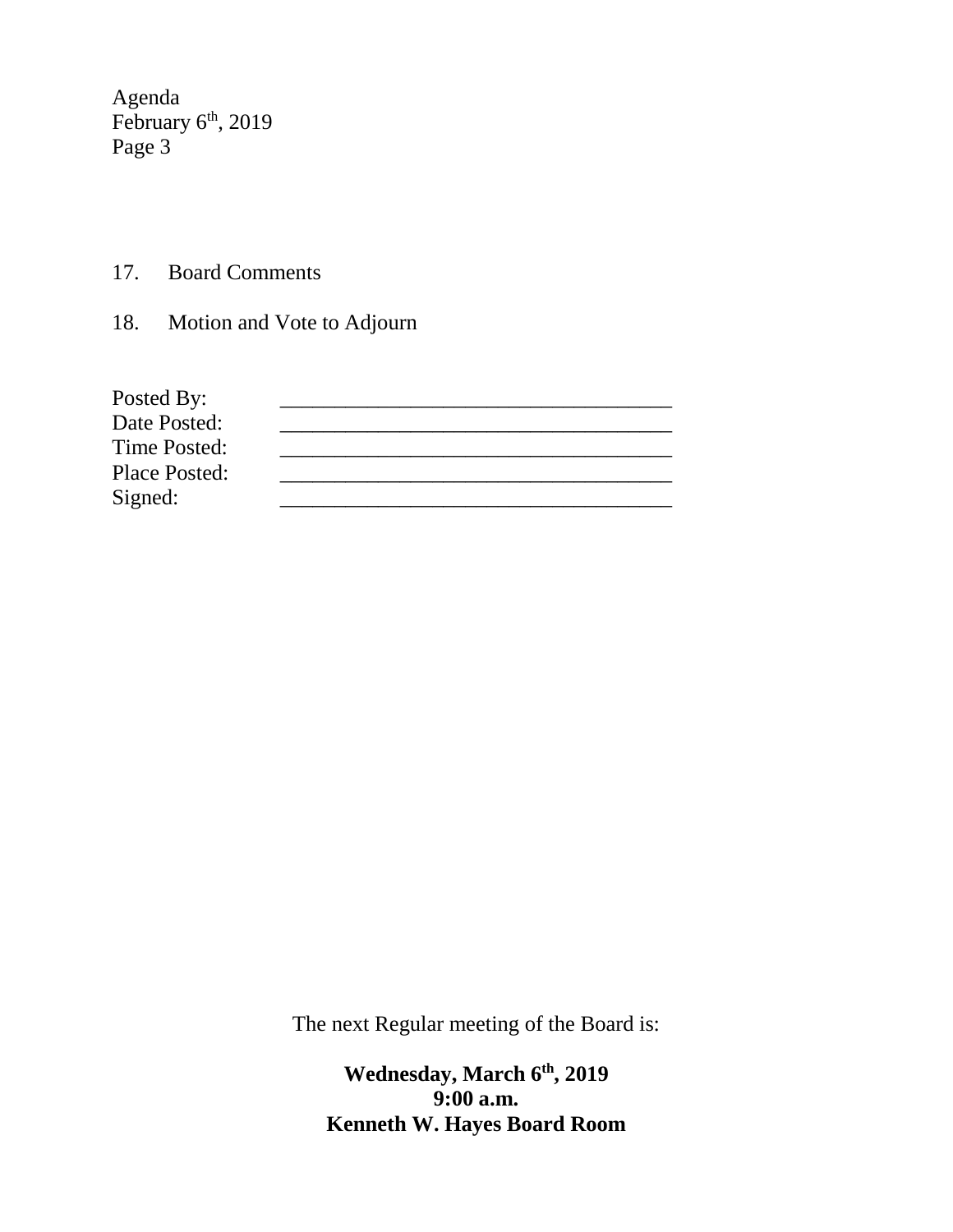17. Board Comments

18. Motion and Vote to Adjourn

| | |
|---|---|
| Posted By: | ___________________________________ |
| Date Posted: | ___________________________________ |
| Time Posted: | ___________________________________ |
| Place Posted: | ___________________________________ |
| Signed: | ___________________________________ |

The next Regular meeting of the Board is:

**Wednesday, March 6th, 2019**
**9:00 a.m.**
**Kenneth W. Hayes Board Room**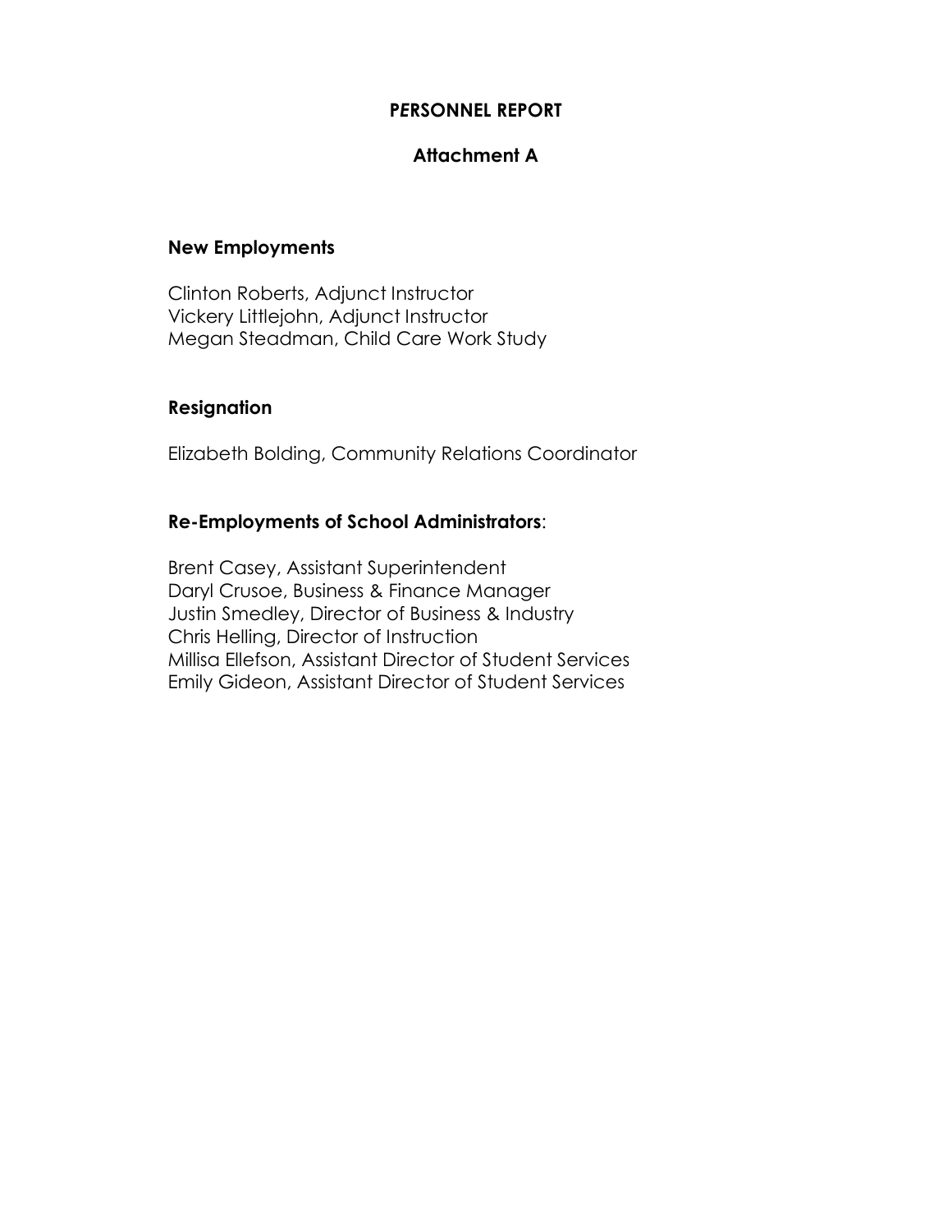**PERSONNEL REPORT**

**Attachment A**

**New Employments**

Clinton Roberts, Adjunct Instructor
Vickery Littlejohn, Adjunct Instructor
Megan Steadman, Child Care Work Study

**Resignation**

Elizabeth Bolding, Community Relations Coordinator

**Re-Employments of School Administrators**:

Brent Casey, Assistant Superintendent
Daryl Crusoe, Business & Finance Manager
Justin Smedley, Director of Business & Industry
Chris Helling, Director of Instruction
Millisa Ellefson, Assistant Director of Student Services
Emily Gideon, Assistant Director of Student Services